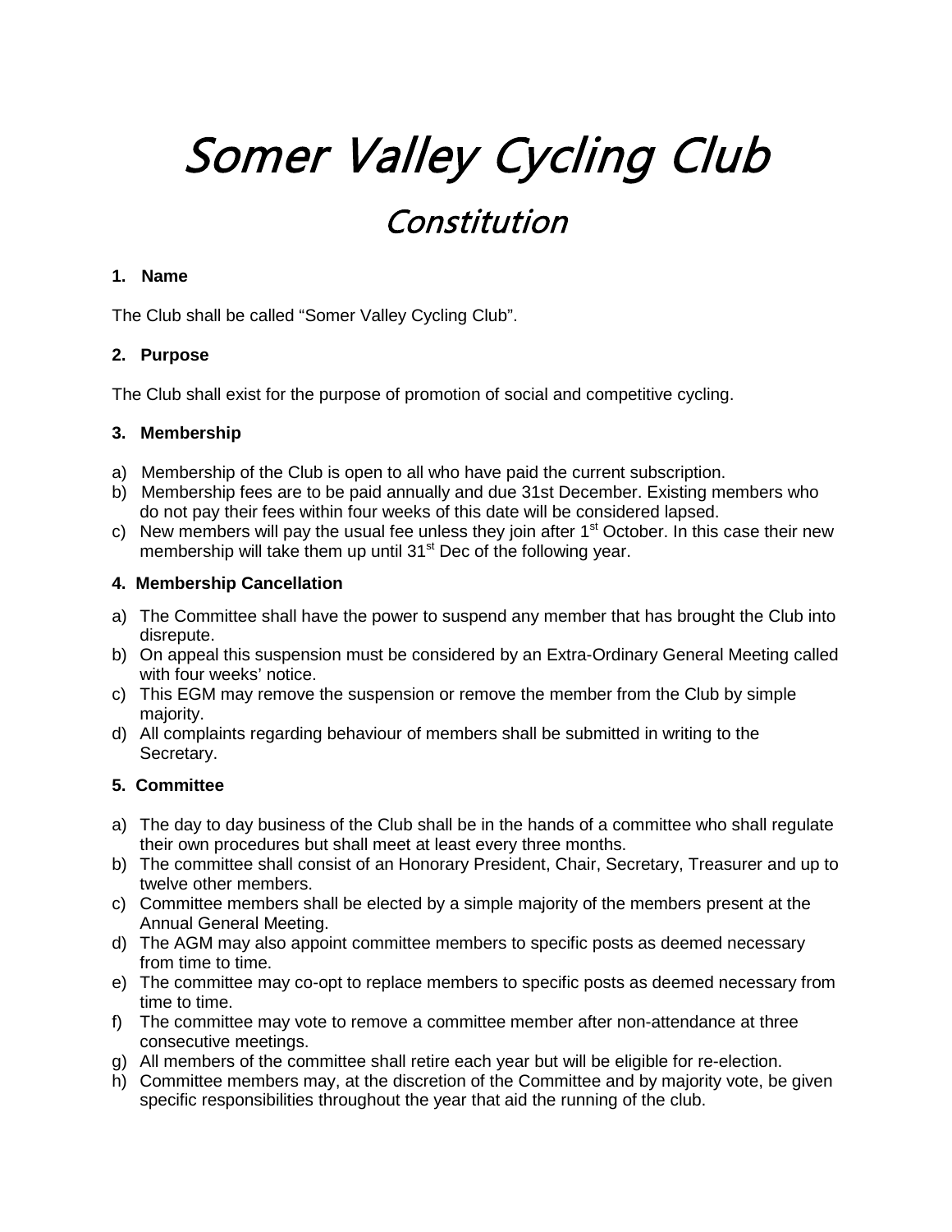# Somer Valley Cycling Club

## Constitution

### 1. Name

The Club shall be called “Somer Valley Cycling Club”.

### 2. Purpose

The Club shall exist for the purpose of promotion of social and competitive cycling.

### 3. Membership

a) Membership of the Club is open to all who have paid the current subscription.
b) Membership fees are to be paid annually and due 31st December. Existing members who do not pay their fees within four weeks of this date will be considered lapsed.
c) New members will pay the usual fee unless they join after 1st October. In this case their new membership will take them up until 31st Dec of the following year.

### 4. Membership Cancellation

a) The Committee shall have the power to suspend any member that has brought the Club into disrepute.
b) On appeal this suspension must be considered by an Extra-Ordinary General Meeting called with four weeks’ notice.
c) This EGM may remove the suspension or remove the member from the Club by simple majority.
d) All complaints regarding behaviour of members shall be submitted in writing to the Secretary.

### 5. Committee

a) The day to day business of the Club shall be in the hands of a committee who shall regulate their own procedures but shall meet at least every three months.
b) The committee shall consist of an Honorary President, Chair, Secretary, Treasurer and up to twelve other members.
c) Committee members shall be elected by a simple majority of the members present at the Annual General Meeting.
d) The AGM may also appoint committee members to specific posts as deemed necessary from time to time.
e) The committee may co-opt to replace members to specific posts as deemed necessary from time to time.
f) The committee may vote to remove a committee member after non-attendance at three consecutive meetings.
g) All members of the committee shall retire each year but will be eligible for re-election.
h) Committee members may, at the discretion of the Committee and by majority vote, be given specific responsibilities throughout the year that aid the running of the club.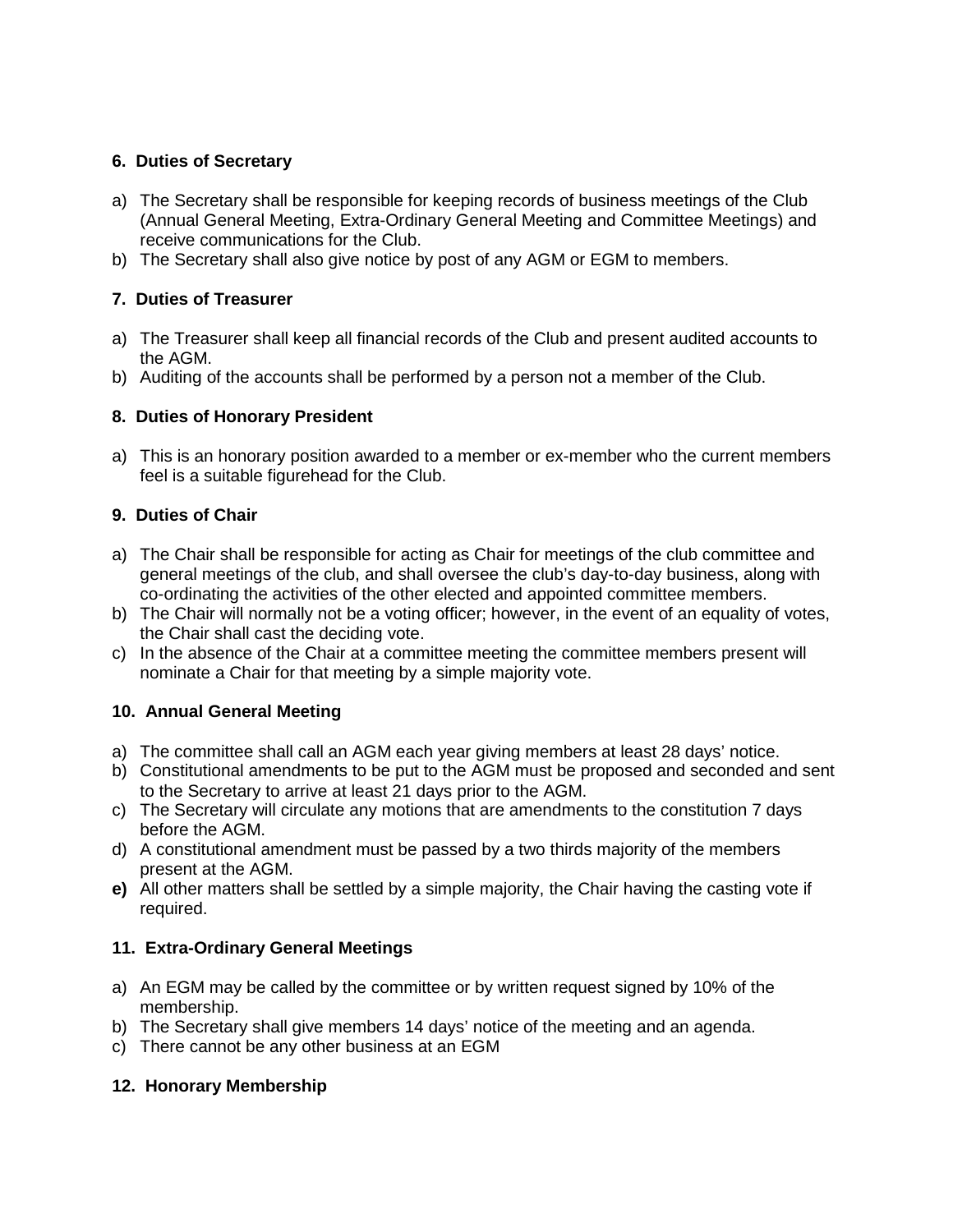**6. Duties of Secretary**

a) The Secretary shall be responsible for keeping records of business meetings of the Club (Annual General Meeting, Extra-Ordinary General Meeting and Committee Meetings) and receive communications for the Club.
b) The Secretary shall also give notice by post of any AGM or EGM to members.

**7. Duties of Treasurer**

a) The Treasurer shall keep all financial records of the Club and present audited accounts to the AGM.
b) Auditing of the accounts shall be performed by a person not a member of the Club.

**8. Duties of Honorary President**

a) This is an honorary position awarded to a member or ex-member who the current members feel is a suitable figurehead for the Club.

**9. Duties of Chair**

a) The Chair shall be responsible for acting as Chair for meetings of the club committee and general meetings of the club, and shall oversee the club's day-to-day business, along with co-ordinating the activities of the other elected and appointed committee members.
b) The Chair will normally not be a voting officer; however, in the event of an equality of votes, the Chair shall cast the deciding vote.
c) In the absence of the Chair at a committee meeting the committee members present will nominate a Chair for that meeting by a simple majority vote.

**10. Annual General Meeting**

a) The committee shall call an AGM each year giving members at least 28 days' notice.
b) Constitutional amendments to be put to the AGM must be proposed and seconded and sent to the Secretary to arrive at least 21 days prior to the AGM.
c) The Secretary will circulate any motions that are amendments to the constitution 7 days before the AGM.
d) A constitutional amendment must be passed by a two thirds majority of the members present at the AGM.
**e)** All other matters shall be settled by a simple majority, the Chair having the casting vote if required.

**11. Extra-Ordinary General Meetings**

a) An EGM may be called by the committee or by written request signed by 10% of the membership.
b) The Secretary shall give members 14 days' notice of the meeting and an agenda.
c) There cannot be any other business at an EGM

**12. Honorary Membership**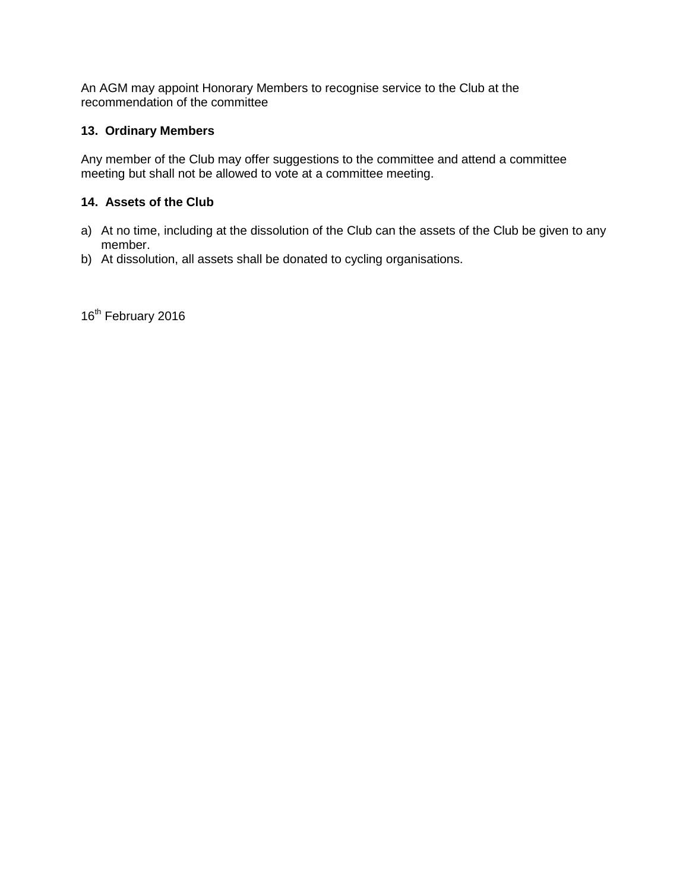An AGM may appoint Honorary Members to recognise service to the Club at the recommendation of the committee

**13. Ordinary Members**

Any member of the Club may offer suggestions to the committee and attend a committee meeting but shall not be allowed to vote at a committee meeting.

**14. Assets of the Club**

a) At no time, including at the dissolution of the Club can the assets of the Club be given to any member.
b) At dissolution, all assets shall be donated to cycling organisations.

16th February 2016